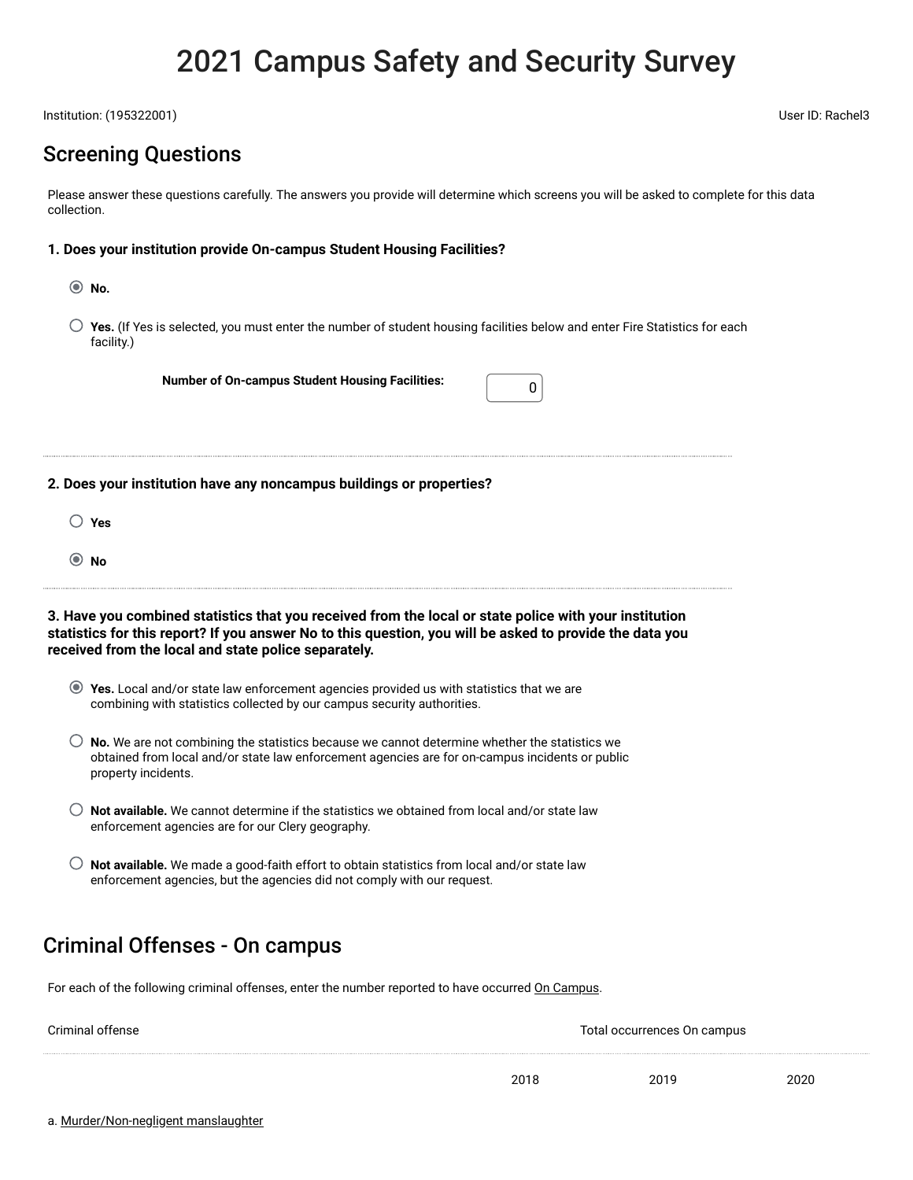# 2021 Campus Safety and Security Survey

Institution: (195322001)

User ID: Rachel3

## Screening Questions

Please answer these questions carefully. The answers you provide will determine which screens you will be asked to complete for this data collection.

**1. Does your institution provide On-campus Student Housing Facilities?**

- (●) **No.**
- ( ) **Yes.** (If Yes is selected, you must enter the number of student housing facilities below and enter Fire Statistics for each facility.)

**Number of On-campus Student Housing Facilities:** 0

**2. Does your institution have any noncampus buildings or properties?**

- ( ) **Yes**
- (●) **No**

**3. Have you combined statistics that you received from the local or state police with your institution statistics for this report? If you answer No to this question, you will be asked to provide the data you received from the local and state police separately.**

- (●) **Yes.** Local and/or state law enforcement agencies provided us with statistics that we are combining with statistics collected by our campus security authorities.
- ( ) **No.** We are not combining the statistics because we cannot determine whether the statistics we obtained from local and/or state law enforcement agencies are for on-campus incidents or public property incidents.
- ( ) **Not available.** We cannot determine if the statistics we obtained from local and/or state law enforcement agencies are for our Clery geography.
- ( ) **Not available.** We made a good-faith effort to obtain statistics from local and/or state law enforcement agencies, but the agencies did not comply with our request.

## Criminal Offenses - On campus

For each of the following criminal offenses, enter the number reported to have occurred On Campus.

| Criminal offense | Total occurrences On campus | | |
|---|---|---|---|
| | 2018 | 2019 | 2020 |
| a. Murder/Non-negligent manslaughter | | | |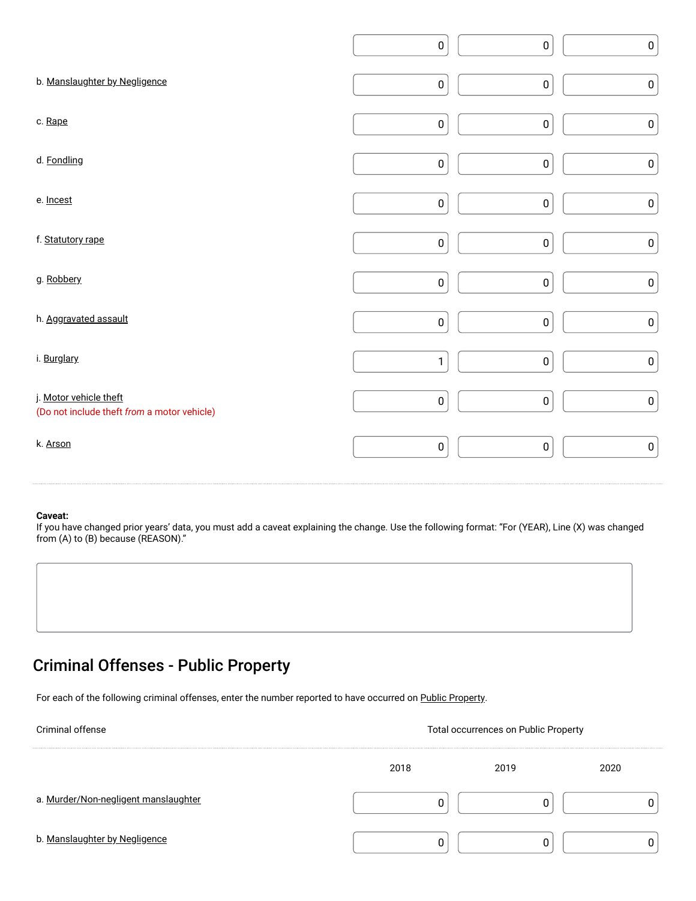| Criminal offense | 2018 | 2019 | 2020 |
|---|---|---|---|
| | 0 | 0 | 0 |
| b. Manslaughter by Negligence | 0 | 0 | 0 |
| c. Rape | 0 | 0 | 0 |
| d. Fondling | 0 | 0 | 0 |
| e. Incest | 0 | 0 | 0 |
| f. Statutory rape | 0 | 0 | 0 |
| g. Robbery | 0 | 0 | 0 |
| h. Aggravated assault | 0 | 0 | 0 |
| i. Burglary | 1 | 0 | 0 |
| j. Motor vehicle theft (Do not include theft *from* a motor vehicle) | 0 | 0 | 0 |
| k. Arson | 0 | 0 | 0 |

**Caveat:**
If you have changed prior years' data, you must add a caveat explaining the change. Use the following format: "For (YEAR), Line (X) was changed from (A) to (B) because (REASON)."

## Criminal Offenses - Public Property

For each of the following criminal offenses, enter the number reported to have occurred on Public Property.

| Criminal offense | Total occurrences on Public Property | | |
|---|---|---|---|
| | 2018 | 2019 | 2020 |
| a. Murder/Non-negligent manslaughter | 0 | 0 | 0 |
| b. Manslaughter by Negligence | 0 | 0 | 0 |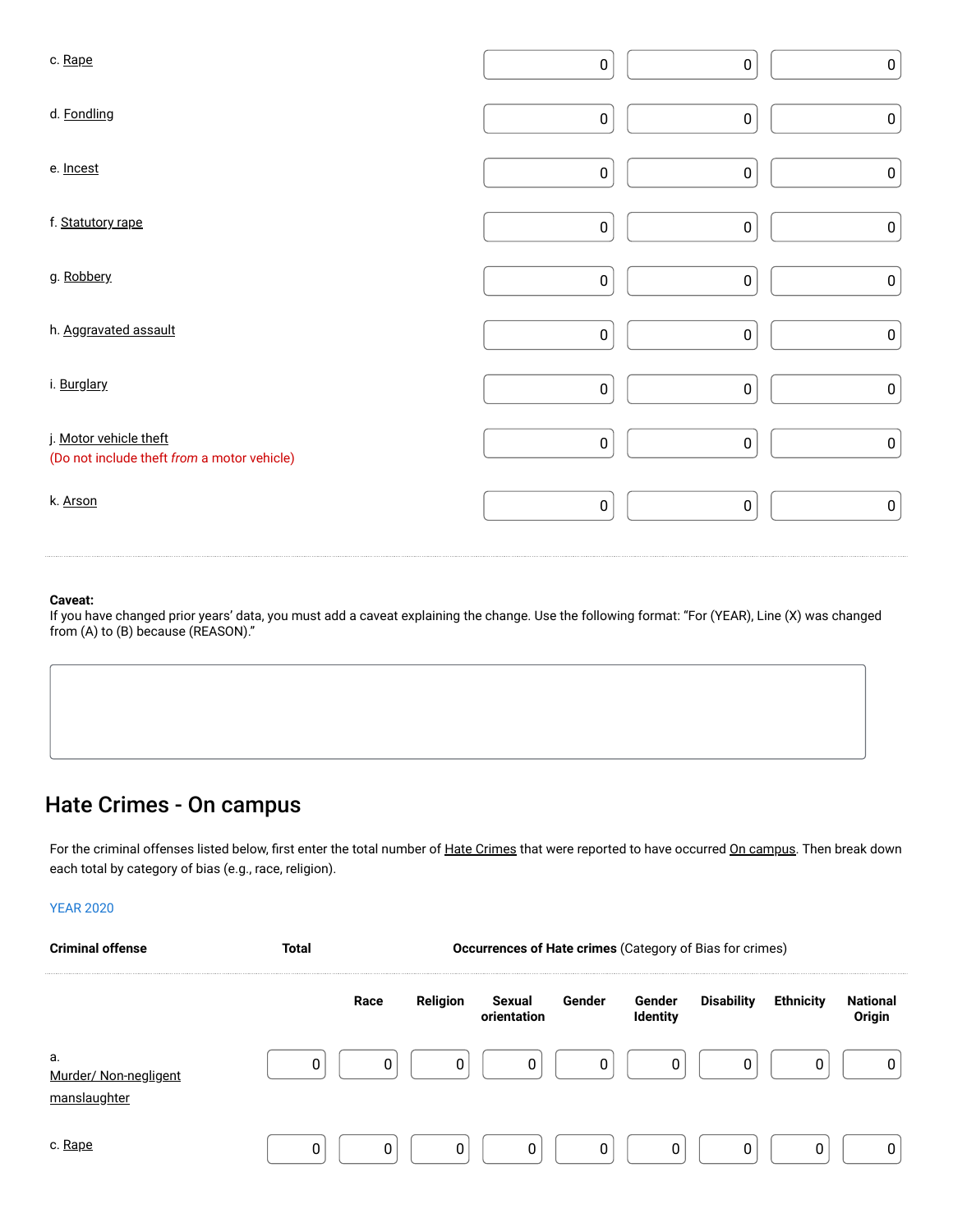| | | | |
|---|---|---|---|
| c. Rape | 0 | 0 | 0 |
| d. Fondling | 0 | 0 | 0 |
| e. Incest | 0 | 0 | 0 |
| f. Statutory rape | 0 | 0 | 0 |
| g. Robbery | 0 | 0 | 0 |
| h. Aggravated assault | 0 | 0 | 0 |
| i. Burglary | 0 | 0 | 0 |
| j. Motor vehicle theft (Do not include theft *from* a motor vehicle) | 0 | 0 | 0 |
| k. Arson | 0 | 0 | 0 |

**Caveat:**
If you have changed prior years' data, you must add a caveat explaining the change. Use the following format: "For (YEAR), Line (X) was changed from (A) to (B) because (REASON)."

## Hate Crimes - On campus

For the criminal offenses listed below, first enter the total number of Hate Crimes that were reported to have occurred On campus. Then break down each total by category of bias (e.g., race, religion).

YEAR 2020

| Criminal offense | Total | Occurrences of Hate crimes (Category of Bias for crimes) | | | | | | | |
|---|---|---|---|---|---|---|---|---|---|
| | | Race | Religion | Sexual orientation | Gender | Gender Identity | Disability | Ethnicity | National Origin |
| a. Murder/ Non-negligent manslaughter | 0 | 0 | 0 | 0 | 0 | 0 | 0 | 0 | 0 |
| c. Rape | 0 | 0 | 0 | 0 | 0 | 0 | 0 | 0 | 0 |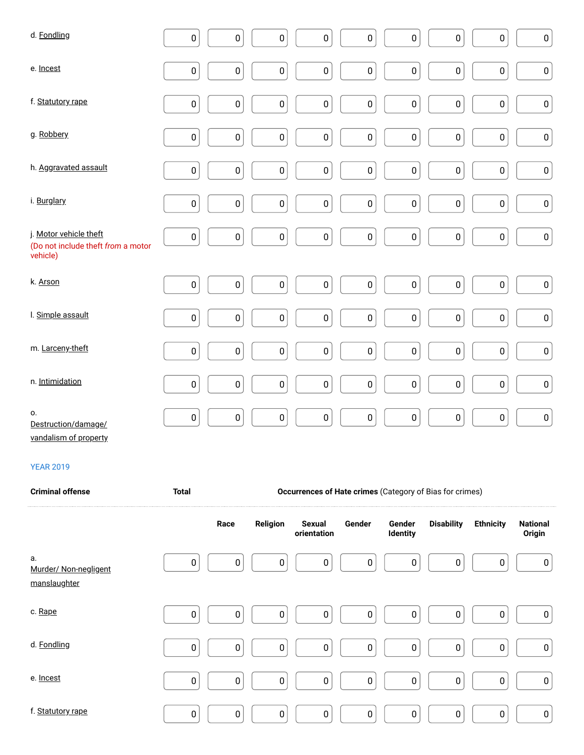| | | | | | | | | | |
|---|---|---|---|---|---|---|---|---|---|
| d. Fondling | 0 | 0 | 0 | 0 | 0 | 0 | 0 | 0 | 0 |
| e. Incest | 0 | 0 | 0 | 0 | 0 | 0 | 0 | 0 | 0 |
| f. Statutory rape | 0 | 0 | 0 | 0 | 0 | 0 | 0 | 0 | 0 |
| g. Robbery | 0 | 0 | 0 | 0 | 0 | 0 | 0 | 0 | 0 |
| h. Aggravated assault | 0 | 0 | 0 | 0 | 0 | 0 | 0 | 0 | 0 |
| i. Burglary | 0 | 0 | 0 | 0 | 0 | 0 | 0 | 0 | 0 |
| j. Motor vehicle theft (Do not include theft *from* a motor vehicle) | 0 | 0 | 0 | 0 | 0 | 0 | 0 | 0 | 0 |
| k. Arson | 0 | 0 | 0 | 0 | 0 | 0 | 0 | 0 | 0 |
| l. Simple assault | 0 | 0 | 0 | 0 | 0 | 0 | 0 | 0 | 0 |
| m. Larceny-theft | 0 | 0 | 0 | 0 | 0 | 0 | 0 | 0 | 0 |
| n. Intimidation | 0 | 0 | 0 | 0 | 0 | 0 | 0 | 0 | 0 |
| o. Destruction/damage/ vandalism of property | 0 | 0 | 0 | 0 | 0 | 0 | 0 | 0 | 0 |

YEAR 2019

| Criminal offense | Total | Occurrences of Hate crimes (Category of Bias for crimes) | | | | | | | |
|---|---|---|---|---|---|---|---|---|---|
| | | Race | Religion | Sexual orientation | Gender | Gender Identity | Disability | Ethnicity | National Origin |
| a. Murder/ Non-negligent manslaughter | 0 | 0 | 0 | 0 | 0 | 0 | 0 | 0 | 0 |
| c. Rape | 0 | 0 | 0 | 0 | 0 | 0 | 0 | 0 | 0 |
| d. Fondling | 0 | 0 | 0 | 0 | 0 | 0 | 0 | 0 | 0 |
| e. Incest | 0 | 0 | 0 | 0 | 0 | 0 | 0 | 0 | 0 |
| f. Statutory rape | 0 | 0 | 0 | 0 | 0 | 0 | 0 | 0 | 0 |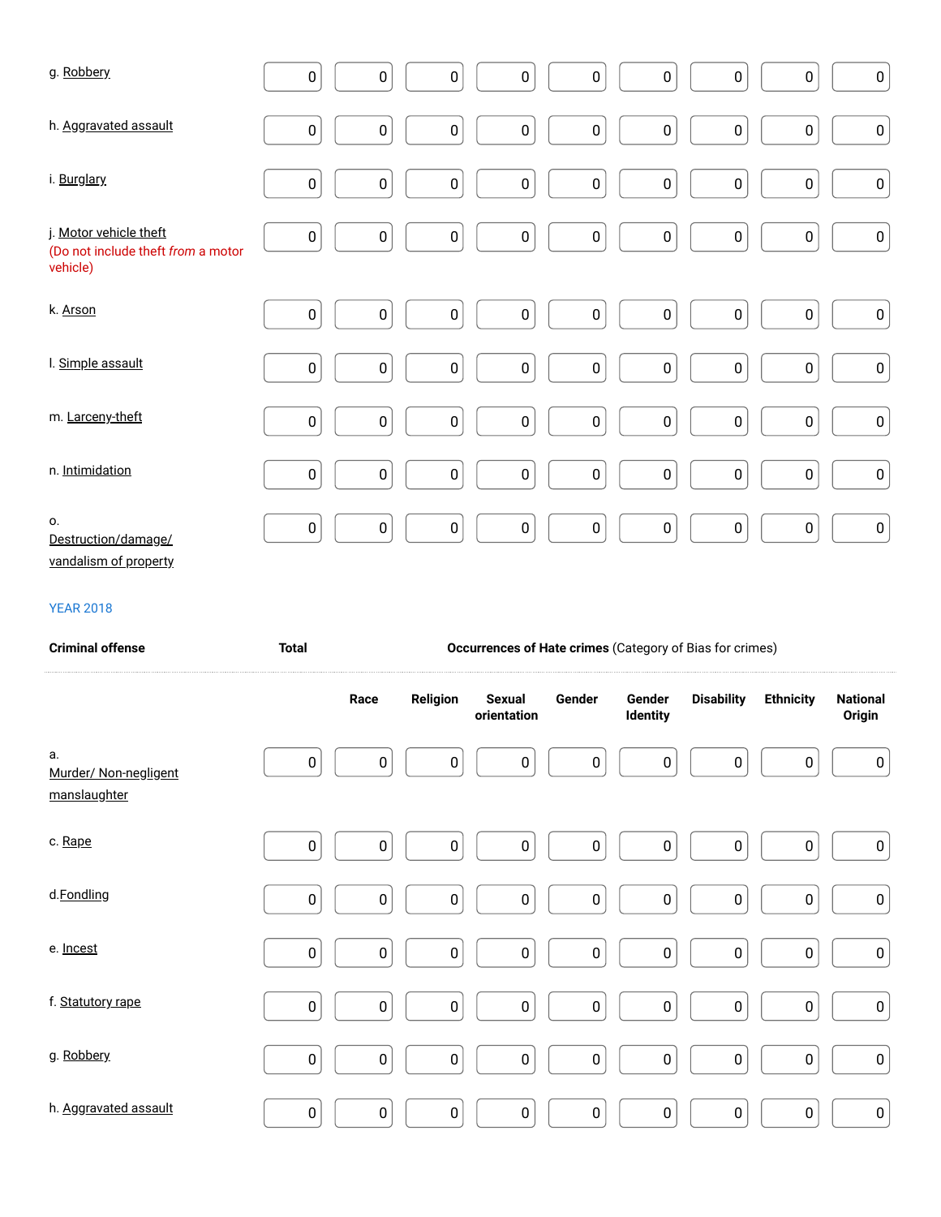| | | | | | | | | | |
|---|---|---|---|---|---|---|---|---|---|
| g. Robbery | 0 | 0 | 0 | 0 | 0 | 0 | 0 | 0 | 0 |
| h. Aggravated assault | 0 | 0 | 0 | 0 | 0 | 0 | 0 | 0 | 0 |
| i. Burglary | 0 | 0 | 0 | 0 | 0 | 0 | 0 | 0 | 0 |
| j. Motor vehicle theft (Do not include theft *from* a motor vehicle) | 0 | 0 | 0 | 0 | 0 | 0 | 0 | 0 | 0 |
| k. Arson | 0 | 0 | 0 | 0 | 0 | 0 | 0 | 0 | 0 |
| l. Simple assault | 0 | 0 | 0 | 0 | 0 | 0 | 0 | 0 | 0 |
| m. Larceny-theft | 0 | 0 | 0 | 0 | 0 | 0 | 0 | 0 | 0 |
| n. Intimidation | 0 | 0 | 0 | 0 | 0 | 0 | 0 | 0 | 0 |
| o. Destruction/damage/ vandalism of property | 0 | 0 | 0 | 0 | 0 | 0 | 0 | 0 | 0 |

YEAR 2018

| **Criminal offense** | **Total** | **Occurrences of Hate crimes** (Category of Bias for crimes) | | | | | | | |
|---|---|---|---|---|---|---|---|---|---|
| | | **Race** | **Religion** | **Sexual orientation** | **Gender** | **Gender Identity** | **Disability** | **Ethnicity** | **National Origin** |
| a. Murder/ Non-negligent manslaughter | 0 | 0 | 0 | 0 | 0 | 0 | 0 | 0 | 0 |
| c. Rape | 0 | 0 | 0 | 0 | 0 | 0 | 0 | 0 | 0 |
| d.Fondling | 0 | 0 | 0 | 0 | 0 | 0 | 0 | 0 | 0 |
| e. Incest | 0 | 0 | 0 | 0 | 0 | 0 | 0 | 0 | 0 |
| f. Statutory rape | 0 | 0 | 0 | 0 | 0 | 0 | 0 | 0 | 0 |
| g. Robbery | 0 | 0 | 0 | 0 | 0 | 0 | 0 | 0 | 0 |
| h. Aggravated assault | 0 | 0 | 0 | 0 | 0 | 0 | 0 | 0 | 0 |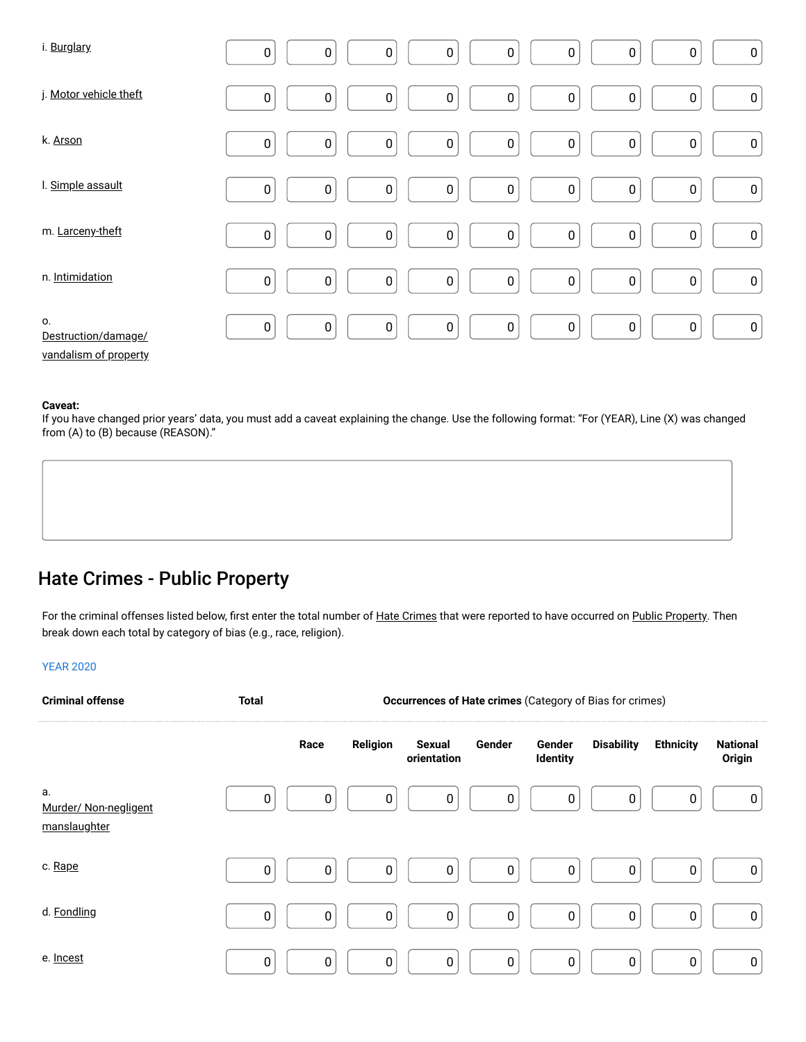| | | | | | | | | | |
|---|---|---|---|---|---|---|---|---|---|
| i. Burglary | 0 | 0 | 0 | 0 | 0 | 0 | 0 | 0 | 0 |
| j. Motor vehicle theft | 0 | 0 | 0 | 0 | 0 | 0 | 0 | 0 | 0 |
| k. Arson | 0 | 0 | 0 | 0 | 0 | 0 | 0 | 0 | 0 |
| l. Simple assault | 0 | 0 | 0 | 0 | 0 | 0 | 0 | 0 | 0 |
| m. Larceny-theft | 0 | 0 | 0 | 0 | 0 | 0 | 0 | 0 | 0 |
| n. Intimidation | 0 | 0 | 0 | 0 | 0 | 0 | 0 | 0 | 0 |
| o. Destruction/damage/ vandalism of property | 0 | 0 | 0 | 0 | 0 | 0 | 0 | 0 | 0 |

**Caveat:**
If you have changed prior years' data, you must add a caveat explaining the change. Use the following format: "For (YEAR), Line (X) was changed from (A) to (B) because (REASON)."

## Hate Crimes - Public Property

For the criminal offenses listed below, first enter the total number of Hate Crimes that were reported to have occurred on Public Property. Then break down each total by category of bias (e.g., race, religion).

YEAR 2020

| Criminal offense | Total | Occurrences of Hate crimes (Category of Bias for crimes) | | | | | | | |
|---|---|---|---|---|---|---|---|---|---|
| | | Race | Religion | Sexual orientation | Gender | Gender Identity | Disability | Ethnicity | National Origin |
| a. Murder/ Non-negligent manslaughter | 0 | 0 | 0 | 0 | 0 | 0 | 0 | 0 | 0 |
| c. Rape | 0 | 0 | 0 | 0 | 0 | 0 | 0 | 0 | 0 |
| d. Fondling | 0 | 0 | 0 | 0 | 0 | 0 | 0 | 0 | 0 |
| e. Incest | 0 | 0 | 0 | 0 | 0 | 0 | 0 | 0 | 0 |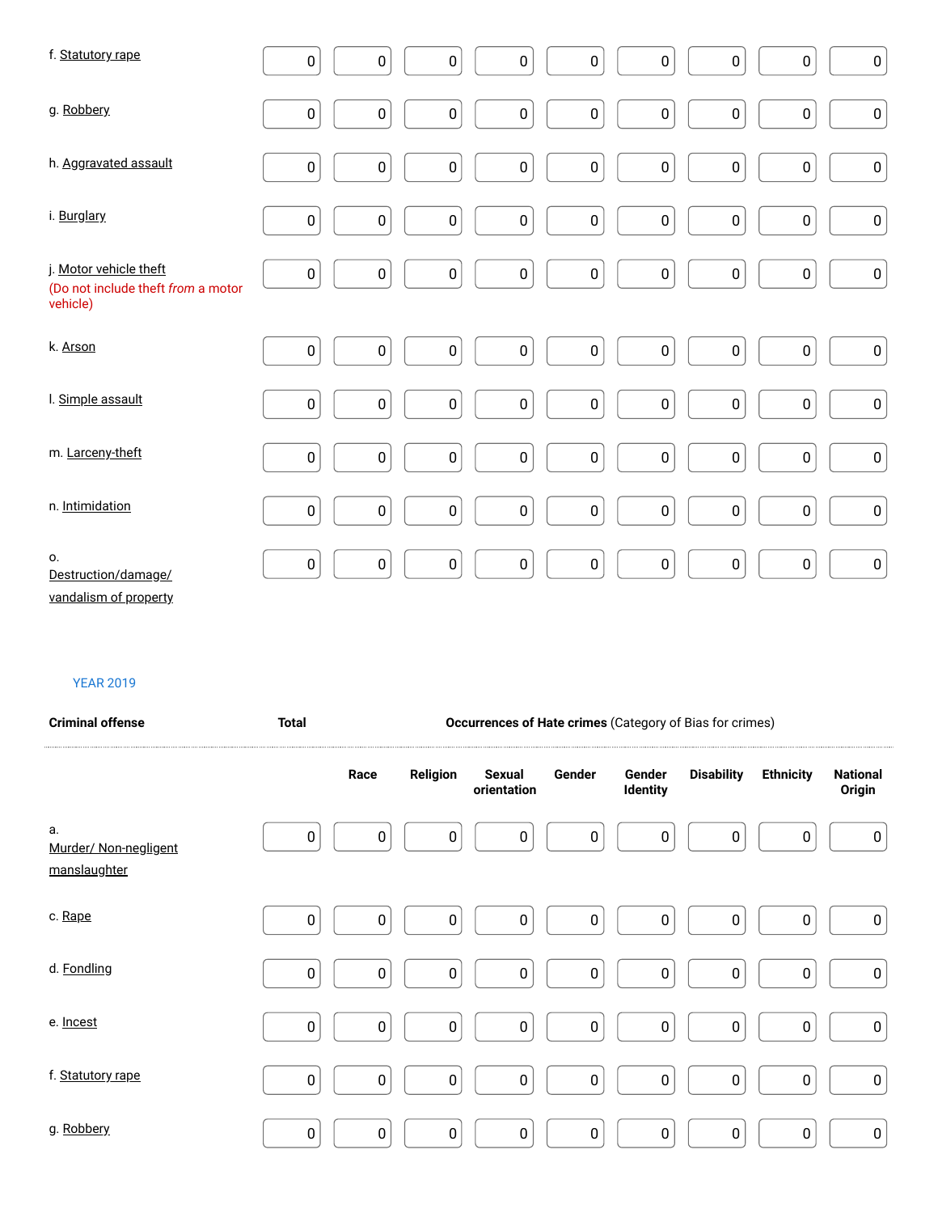| | | | | | | | | | |
|---|---|---|---|---|---|---|---|---|---|
| f. Statutory rape | 0 | 0 | 0 | 0 | 0 | 0 | 0 | 0 | 0 |
| g. Robbery | 0 | 0 | 0 | 0 | 0 | 0 | 0 | 0 | 0 |
| h. Aggravated assault | 0 | 0 | 0 | 0 | 0 | 0 | 0 | 0 | 0 |
| i. Burglary | 0 | 0 | 0 | 0 | 0 | 0 | 0 | 0 | 0 |
| j. Motor vehicle theft (Do not include theft *from* a motor vehicle) | 0 | 0 | 0 | 0 | 0 | 0 | 0 | 0 | 0 |
| k. Arson | 0 | 0 | 0 | 0 | 0 | 0 | 0 | 0 | 0 |
| l. Simple assault | 0 | 0 | 0 | 0 | 0 | 0 | 0 | 0 | 0 |
| m. Larceny-theft | 0 | 0 | 0 | 0 | 0 | 0 | 0 | 0 | 0 |
| n. Intimidation | 0 | 0 | 0 | 0 | 0 | 0 | 0 | 0 | 0 |
| o. Destruction/damage/ vandalism of property | 0 | 0 | 0 | 0 | 0 | 0 | 0 | 0 | 0 |

YEAR 2019

| Criminal offense | Total | Occurrences of Hate crimes (Category of Bias for crimes) | | | | | | | |
|---|---|---|---|---|---|---|---|---|---|
| | | Race | Religion | Sexual orientation | Gender | Gender Identity | Disability | Ethnicity | National Origin |
| a. Murder/ Non-negligent manslaughter | 0 | 0 | 0 | 0 | 0 | 0 | 0 | 0 | 0 |
| c. Rape | 0 | 0 | 0 | 0 | 0 | 0 | 0 | 0 | 0 |
| d. Fondling | 0 | 0 | 0 | 0 | 0 | 0 | 0 | 0 | 0 |
| e. Incest | 0 | 0 | 0 | 0 | 0 | 0 | 0 | 0 | 0 |
| f. Statutory rape | 0 | 0 | 0 | 0 | 0 | 0 | 0 | 0 | 0 |
| g. Robbery | 0 | 0 | 0 | 0 | 0 | 0 | 0 | 0 | 0 |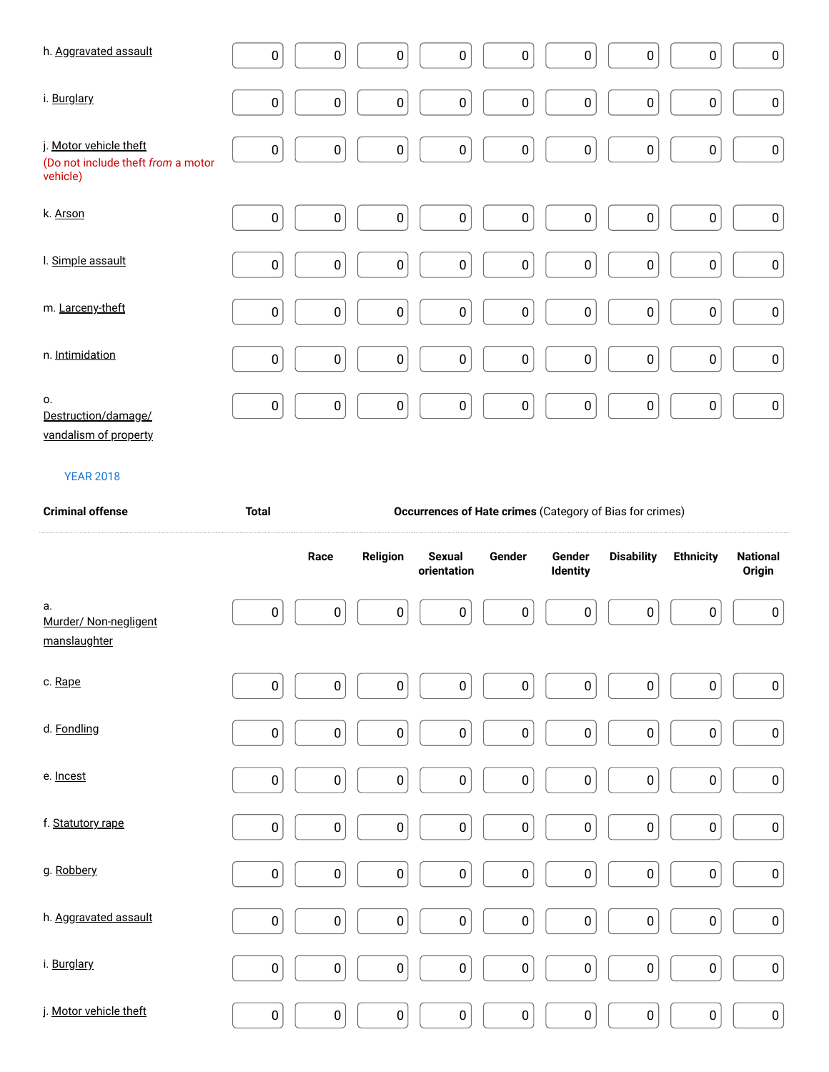| | | | | | | | | | |
|---|---|---|---|---|---|---|---|---|---|
| h. Aggravated assault | 0 | 0 | 0 | 0 | 0 | 0 | 0 | 0 | 0 |
| i. Burglary | 0 | 0 | 0 | 0 | 0 | 0 | 0 | 0 | 0 |
| j. Motor vehicle theft (Do not include theft *from* a motor vehicle) | 0 | 0 | 0 | 0 | 0 | 0 | 0 | 0 | 0 |
| k. Arson | 0 | 0 | 0 | 0 | 0 | 0 | 0 | 0 | 0 |
| l. Simple assault | 0 | 0 | 0 | 0 | 0 | 0 | 0 | 0 | 0 |
| m. Larceny-theft | 0 | 0 | 0 | 0 | 0 | 0 | 0 | 0 | 0 |
| n. Intimidation | 0 | 0 | 0 | 0 | 0 | 0 | 0 | 0 | 0 |
| o. Destruction/damage/ vandalism of property | 0 | 0 | 0 | 0 | 0 | 0 | 0 | 0 | 0 |

YEAR 2018

| Criminal offense | Total | Occurrences of Hate crimes (Category of Bias for crimes) | | | | | | | |
|---|---|---|---|---|---|---|---|---|---|
| | | Race | Religion | Sexual orientation | Gender | Gender Identity | Disability | Ethnicity | National Origin |
| a. Murder/ Non-negligent manslaughter | 0 | 0 | 0 | 0 | 0 | 0 | 0 | 0 | 0 |
| c. Rape | 0 | 0 | 0 | 0 | 0 | 0 | 0 | 0 | 0 |
| d. Fondling | 0 | 0 | 0 | 0 | 0 | 0 | 0 | 0 | 0 |
| e. Incest | 0 | 0 | 0 | 0 | 0 | 0 | 0 | 0 | 0 |
| f. Statutory rape | 0 | 0 | 0 | 0 | 0 | 0 | 0 | 0 | 0 |
| g. Robbery | 0 | 0 | 0 | 0 | 0 | 0 | 0 | 0 | 0 |
| h. Aggravated assault | 0 | 0 | 0 | 0 | 0 | 0 | 0 | 0 | 0 |
| i. Burglary | 0 | 0 | 0 | 0 | 0 | 0 | 0 | 0 | 0 |
| j. Motor vehicle theft | 0 | 0 | 0 | 0 | 0 | 0 | 0 | 0 | 0 |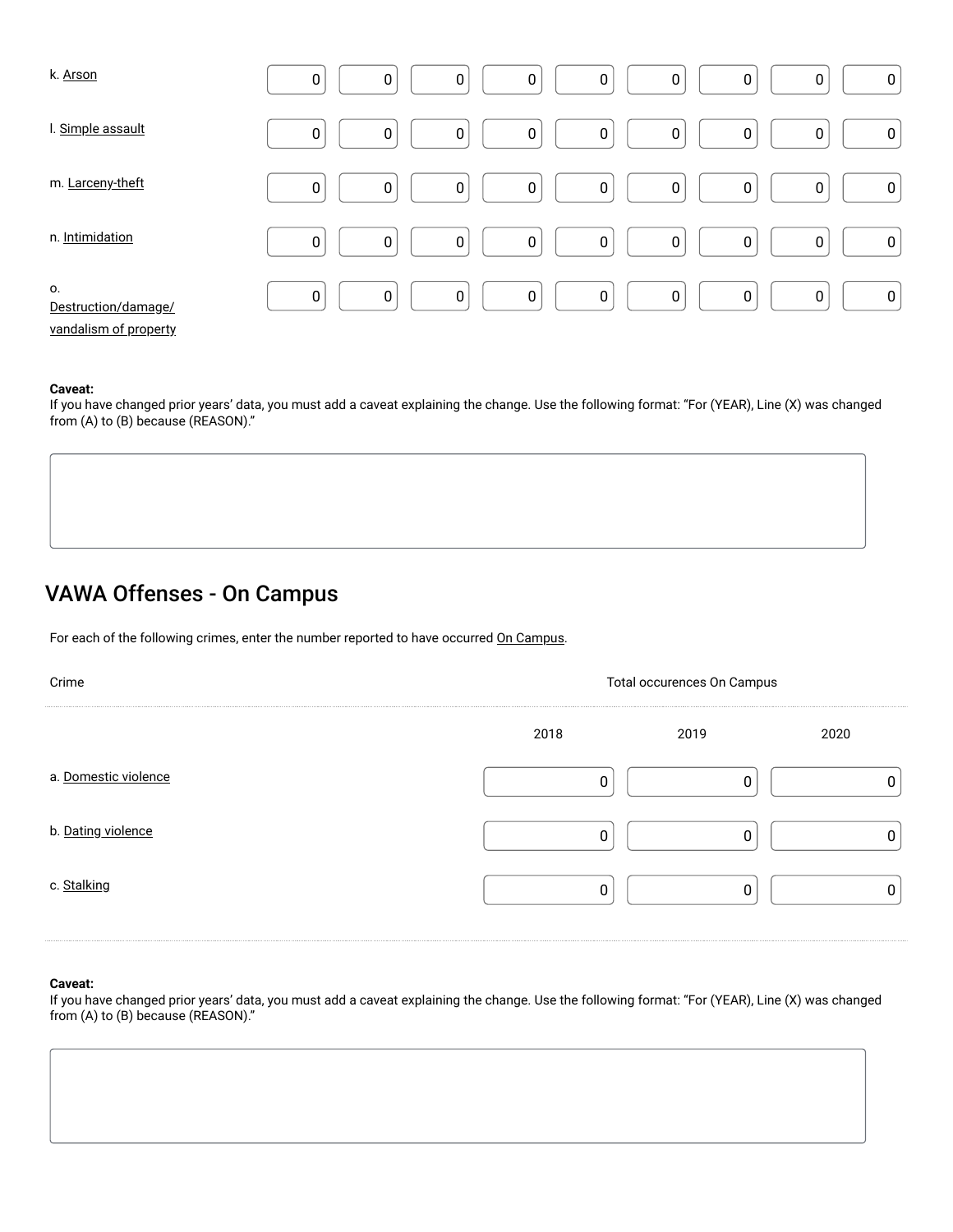| | | | | | | | | | |
|---|---|---|---|---|---|---|---|---|---|
| k. Arson | 0 | 0 | 0 | 0 | 0 | 0 | 0 | 0 | 0 |
| l. Simple assault | 0 | 0 | 0 | 0 | 0 | 0 | 0 | 0 | 0 |
| m. Larceny-theft | 0 | 0 | 0 | 0 | 0 | 0 | 0 | 0 | 0 |
| n. Intimidation | 0 | 0 | 0 | 0 | 0 | 0 | 0 | 0 | 0 |
| o. Destruction/damage/ vandalism of property | 0 | 0 | 0 | 0 | 0 | 0 | 0 | 0 | 0 |

**Caveat:**
If you have changed prior years' data, you must add a caveat explaining the change. Use the following format: "For (YEAR), Line (X) was changed from (A) to (B) because (REASON)."

## VAWA Offenses - On Campus

For each of the following crimes, enter the number reported to have occurred On Campus.

| Crime | Total occurences On Campus | | |
|---|---|---|---|
| | 2018 | 2019 | 2020 |
| a. Domestic violence | 0 | 0 | 0 |
| b. Dating violence | 0 | 0 | 0 |
| c. Stalking | 0 | 0 | 0 |

**Caveat:**
If you have changed prior years' data, you must add a caveat explaining the change. Use the following format: "For (YEAR), Line (X) was changed from (A) to (B) because (REASON)."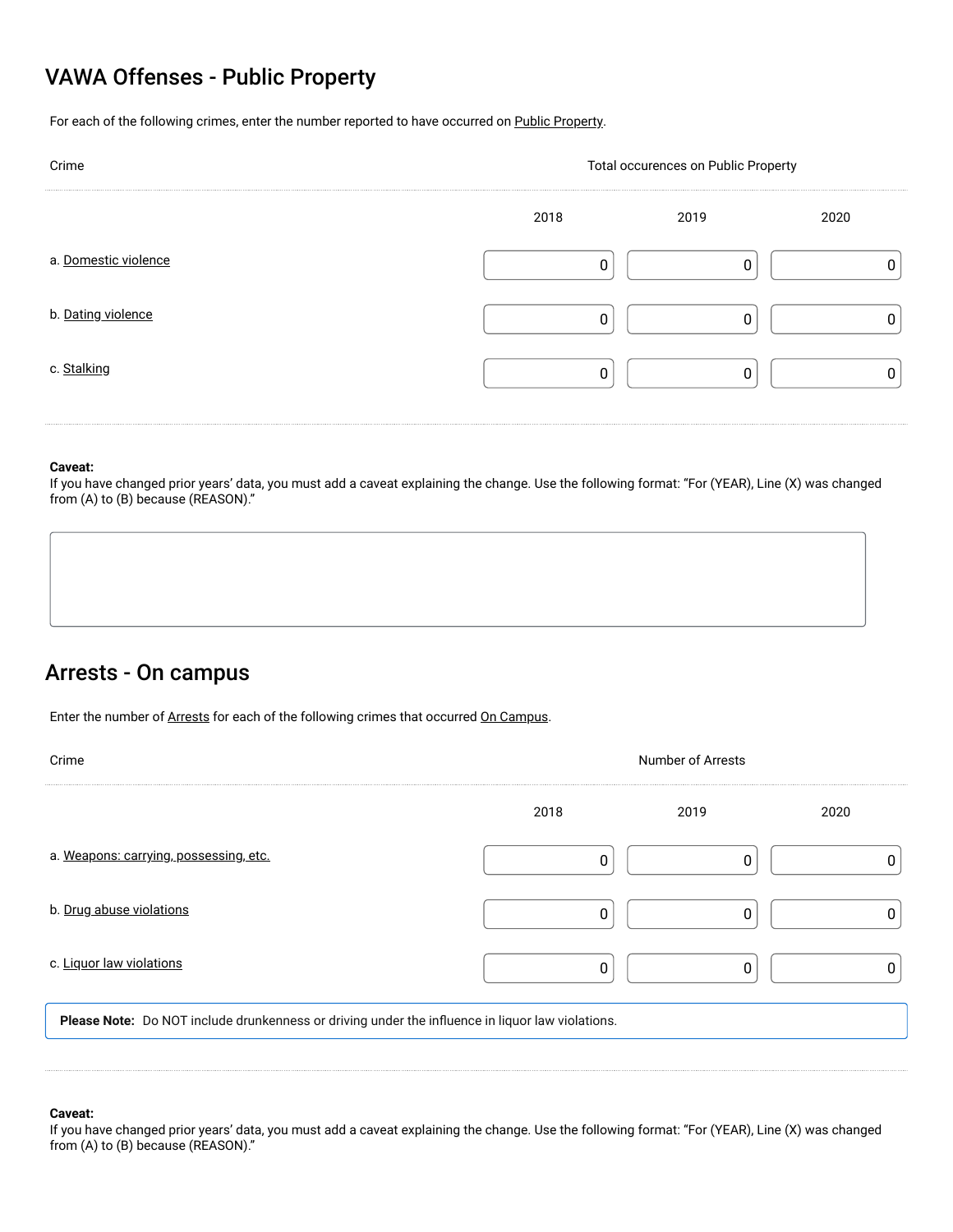## VAWA Offenses - Public Property

For each of the following crimes, enter the number reported to have occurred on Public Property.

| Crime | Total occurences on Public Property | | |
|---|---|---|---|
| | 2018 | 2019 | 2020 |
| a. Domestic violence | 0 | 0 | 0 |
| b. Dating violence | 0 | 0 | 0 |
| c. Stalking | 0 | 0 | 0 |

**Caveat:**
If you have changed prior years' data, you must add a caveat explaining the change. Use the following format: "For (YEAR), Line (X) was changed from (A) to (B) because (REASON)."

## Arrests - On campus

Enter the number of Arrests for each of the following crimes that occurred On Campus.

| Crime | Number of Arrests | | |
|---|---|---|---|
| | 2018 | 2019 | 2020 |
| a. Weapons: carrying, possessing, etc. | 0 | 0 | 0 |
| b. Drug abuse violations | 0 | 0 | 0 |
| c. Liquor law violations | 0 | 0 | 0 |

**Please Note:** Do NOT include drunkenness or driving under the influence in liquor law violations.

**Caveat:**
If you have changed prior years' data, you must add a caveat explaining the change. Use the following format: "For (YEAR), Line (X) was changed from (A) to (B) because (REASON)."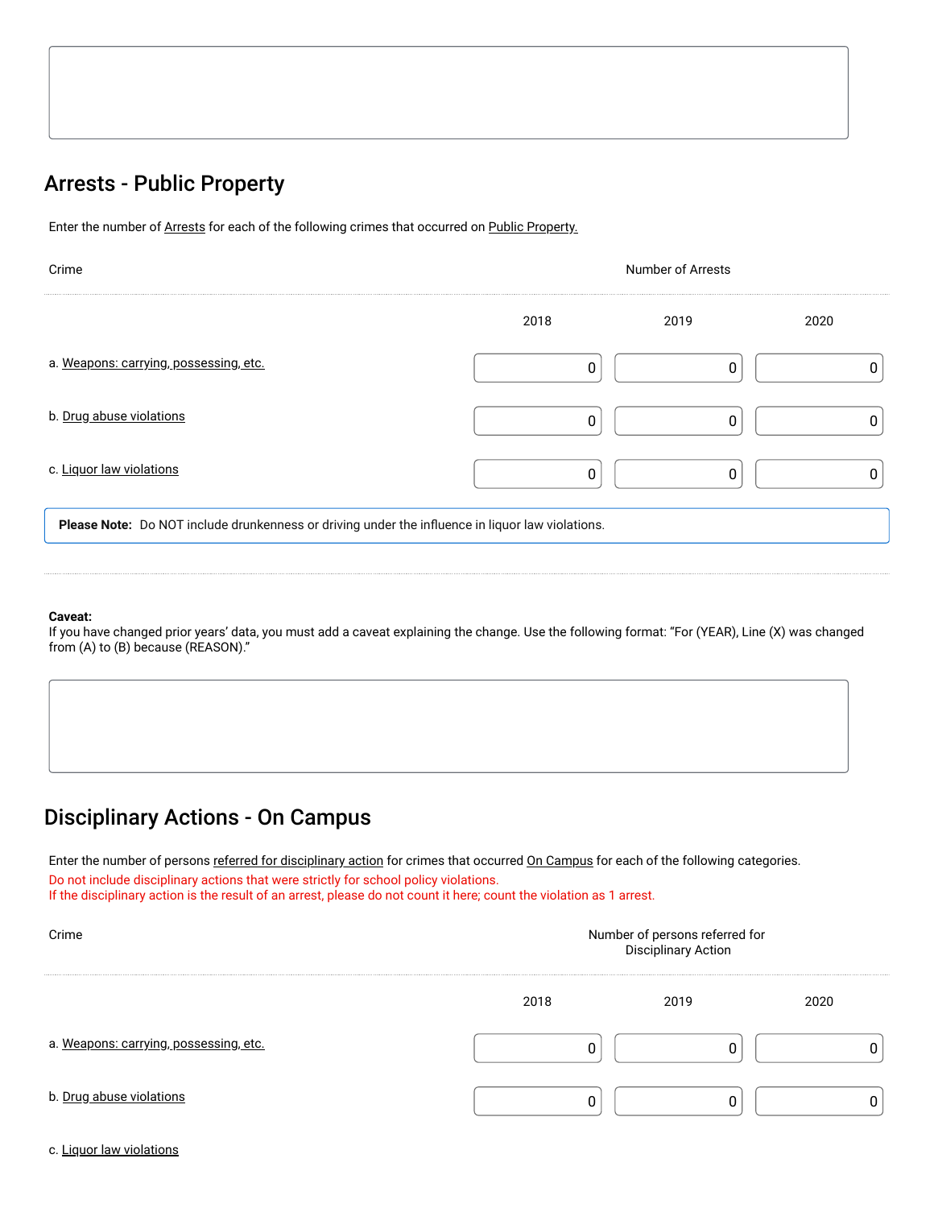## Arrests - Public Property

Enter the number of Arrests for each of the following crimes that occurred on Public Property.

| Crime | Number of Arrests | | |
|---|---|---|---|
| | 2018 | 2019 | 2020 |
| a. Weapons: carrying, possessing, etc. | 0 | 0 | 0 |
| b. Drug abuse violations | 0 | 0 | 0 |
| c. Liquor law violations | 0 | 0 | 0 |

**Please Note:** Do NOT include drunkenness or driving under the influence in liquor law violations.

**Caveat:**
If you have changed prior years' data, you must add a caveat explaining the change. Use the following format: "For (YEAR), Line (X) was changed from (A) to (B) because (REASON)."

## Disciplinary Actions - On Campus

Enter the number of persons referred for disciplinary action for crimes that occurred On Campus for each of the following categories.
Do not include disciplinary actions that were strictly for school policy violations.
If the disciplinary action is the result of an arrest, please do not count it here; count the violation as 1 arrest.

| Crime | Number of persons referred for Disciplinary Action | | |
|---|---|---|---|
| | 2018 | 2019 | 2020 |
| a. Weapons: carrying, possessing, etc. | 0 | 0 | 0 |
| b. Drug abuse violations | 0 | 0 | 0 |
| c. Liquor law violations | | | |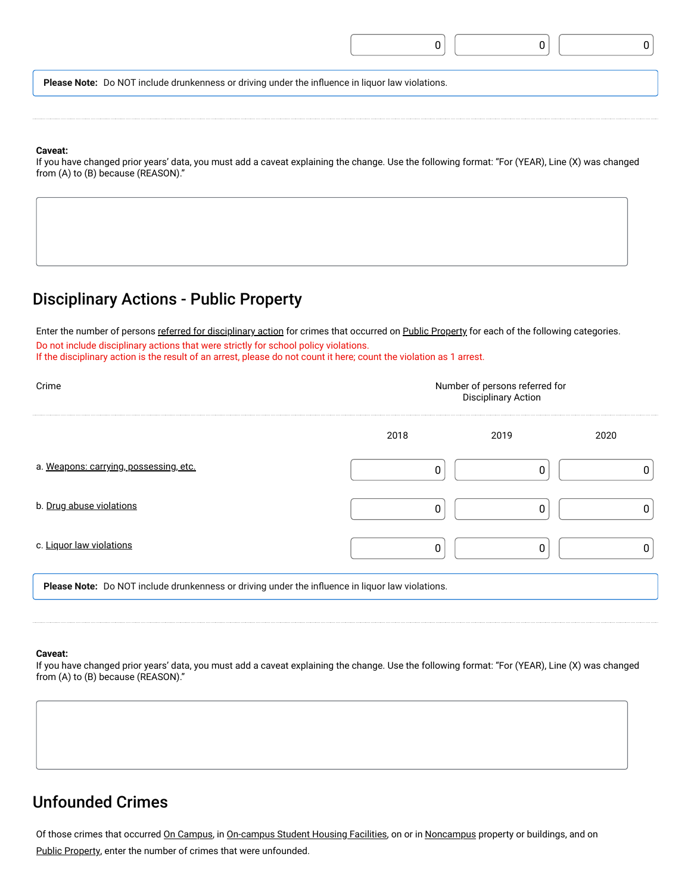| | 0 | 0 | 0 |
|---|---|---|---|

**Please Note:** Do NOT include drunkenness or driving under the influence in liquor law violations.

**Caveat:**
If you have changed prior years' data, you must add a caveat explaining the change. Use the following format: "For (YEAR), Line (X) was changed from (A) to (B) because (REASON)."

## Disciplinary Actions - Public Property

Enter the number of persons referred for disciplinary action for crimes that occurred on Public Property for each of the following categories.

Do not include disciplinary actions that were strictly for school policy violations.
If the disciplinary action is the result of an arrest, please do not count it here; count the violation as 1 arrest.

| Crime | Number of persons referred for Disciplinary Action | | |
|---|---|---|---|
| | 2018 | 2019 | 2020 |
| a. Weapons: carrying, possessing, etc. | 0 | 0 | 0 |
| b. Drug abuse violations | 0 | 0 | 0 |
| c. Liquor law violations | 0 | 0 | 0 |

**Please Note:** Do NOT include drunkenness or driving under the influence in liquor law violations.

**Caveat:**
If you have changed prior years' data, you must add a caveat explaining the change. Use the following format: "For (YEAR), Line (X) was changed from (A) to (B) because (REASON)."

## Unfounded Crimes

Of those crimes that occurred On Campus, in On-campus Student Housing Facilities, on or in Noncampus property or buildings, and on Public Property, enter the number of crimes that were unfounded.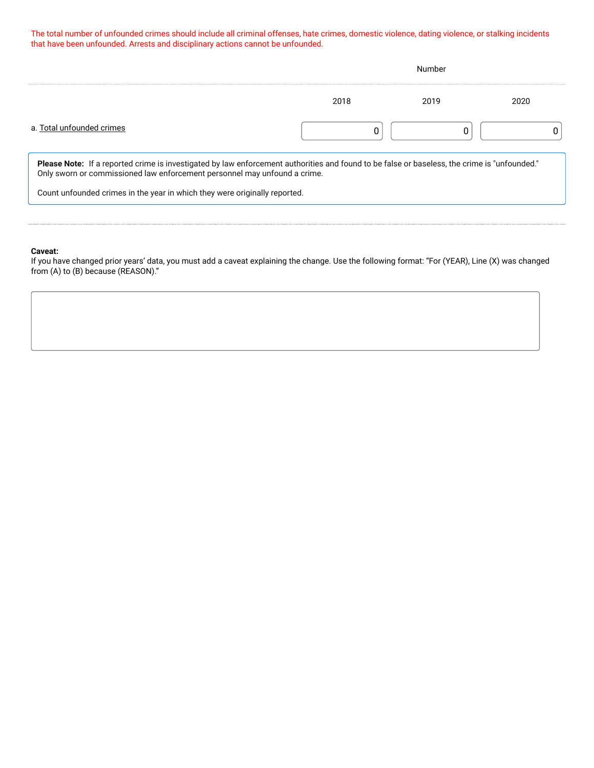The total number of unfounded crimes should include all criminal offenses, hate crimes, domestic violence, dating violence, or stalking incidents that have been unfounded. Arrests and disciplinary actions cannot be unfounded.

| | Number | | |
|---|---|---|---|
| | 2018 | 2019 | 2020 |
| a. Total unfounded crimes | 0 | 0 | 0 |

**Please Note:** If a reported crime is investigated by law enforcement authorities and found to be false or baseless, the crime is "unfounded." Only sworn or commissioned law enforcement personnel may unfound a crime.

Count unfounded crimes in the year in which they were originally reported.

**Caveat:**
If you have changed prior years' data, you must add a caveat explaining the change. Use the following format: "For (YEAR), Line (X) was changed from (A) to (B) because (REASON)."